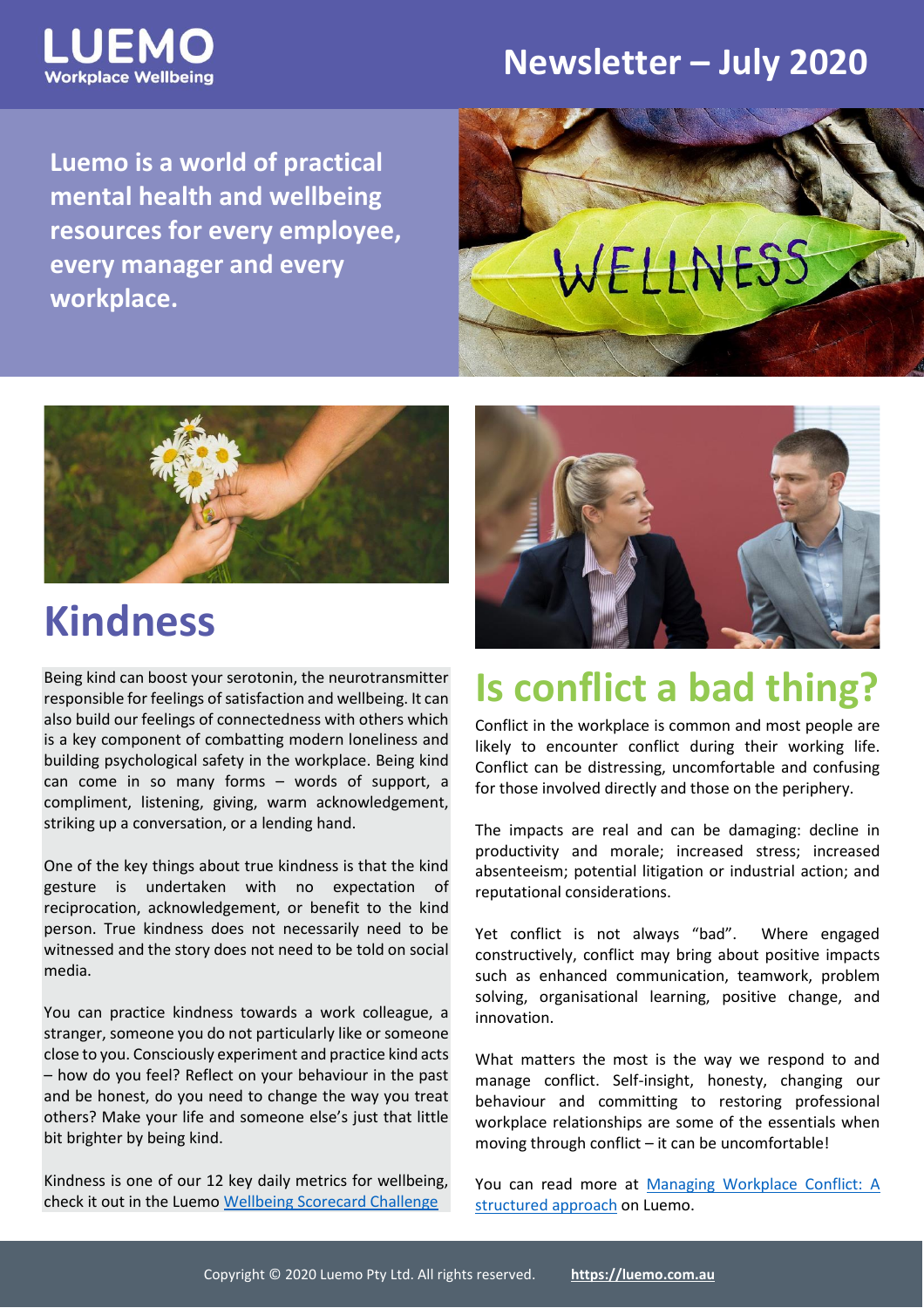**LUEMO**
Workplace Wellbeing

# Newsletter – July 2020

**Luemo is a world of practical mental health and wellbeing resources for every employee, every manager and every workplace.**

## Kindness

Being kind can boost your serotonin, the neurotransmitter responsible for feelings of satisfaction and wellbeing. It can also build our feelings of connectedness with others which is a key component of combatting modern loneliness and building psychological safety in the workplace. Being kind can come in so many forms – words of support, a compliment, listening, giving, warm acknowledgement, striking up a conversation, or a lending hand.

One of the key things about true kindness is that the kind gesture is undertaken with no expectation of reciprocation, acknowledgement, or benefit to the kind person. True kindness does not necessarily need to be witnessed and the story does not need to be told on social media.

You can practice kindness towards a work colleague, a stranger, someone you do not particularly like or someone close to you. Consciously experiment and practice kind acts – how do you feel? Reflect on your behaviour in the past and be honest, do you need to change the way you treat others? Make your life and someone else's just that little bit brighter by being kind.

Kindness is one of our 12 key daily metrics for wellbeing, check it out in the Luemo Wellbeing Scorecard Challenge

## Is conflict a bad thing?

Conflict in the workplace is common and most people are likely to encounter conflict during their working life. Conflict can be distressing, uncomfortable and confusing for those involved directly and those on the periphery.

The impacts are real and can be damaging: decline in productivity and morale; increased stress; increased absenteeism; potential litigation or industrial action; and reputational considerations.

Yet conflict is not always "bad". Where engaged constructively, conflict may bring about positive impacts such as enhanced communication, teamwork, problem solving, organisational learning, positive change, and innovation.

What matters the most is the way we respond to and manage conflict. Self-insight, honesty, changing our behaviour and committing to restoring professional workplace relationships are some of the essentials when moving through conflict – it can be uncomfortable!

You can read more at Managing Workplace Conflict: A structured approach on Luemo.

Copyright © 2020 Luemo Pty Ltd. All rights reserved. https://luemo.com.au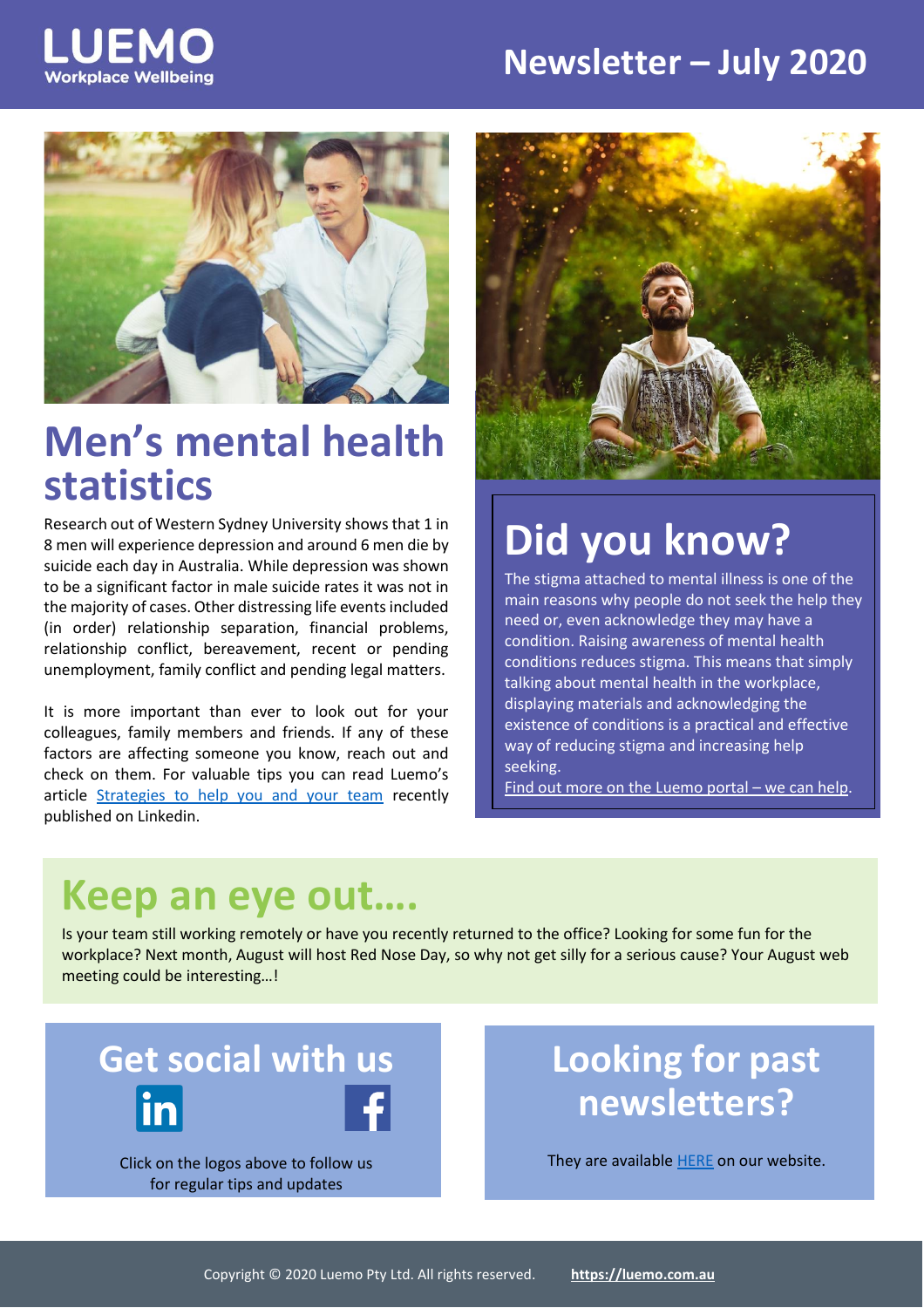LUEMO
Workplace Wellbeing

# Newsletter – July 2020

## Men's mental health statistics

Research out of Western Sydney University shows that 1 in 8 men will experience depression and around 6 men die by suicide each day in Australia. While depression was shown to be a significant factor in male suicide rates it was not in the majority of cases. Other distressing life events included (in order) relationship separation, financial problems, relationship conflict, bereavement, recent or pending unemployment, family conflict and pending legal matters.

It is more important than ever to look out for your colleagues, family members and friends. If any of these factors are affecting someone you know, reach out and check on them. For valuable tips you can read Luemo's article Strategies to help you and your team recently published on Linkedin.

## Did you know?

The stigma attached to mental illness is one of the main reasons why people do not seek the help they need or, even acknowledge they may have a condition. Raising awareness of mental health conditions reduces stigma. This means that simply talking about mental health in the workplace, displaying materials and acknowledging the existence of conditions is a practical and effective way of reducing stigma and increasing help seeking.

Find out more on the Luemo portal – we can help.

## Keep an eye out….

Is your team still working remotely or have you recently returned to the office? Looking for some fun for the workplace? Next month, August will host Red Nose Day, so why not get silly for a serious cause? Your August web meeting could be interesting…!

## Get social with us

Click on the logos above to follow us for regular tips and updates

## Looking for past newsletters?

They are available HERE on our website.

Copyright © 2020 Luemo Pty Ltd. All rights reserved. **https://luemo.com.au**